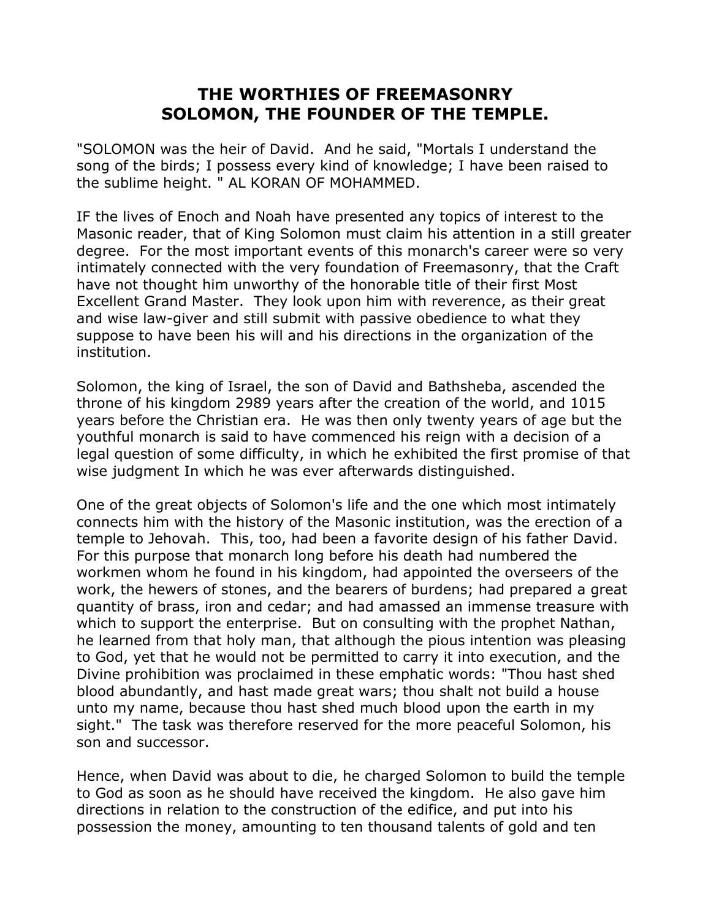# THE WORTHIES OF FREEMASONRY
# SOLOMON, THE FOUNDER OF THE TEMPLE.

"SOLOMON was the heir of David. And he said, "Mortals I understand the song of the birds; I possess every kind of knowledge; I have been raised to the sublime height. " AL KORAN OF MOHAMMED.

IF the lives of Enoch and Noah have presented any topics of interest to the Masonic reader, that of King Solomon must claim his attention in a still greater degree. For the most important events of this monarch's career were so very intimately connected with the very foundation of Freemasonry, that the Craft have not thought him unworthy of the honorable title of their first Most Excellent Grand Master. They look upon him with reverence, as their great and wise law-giver and still submit with passive obedience to what they suppose to have been his will and his directions in the organization of the institution.

Solomon, the king of Israel, the son of David and Bathsheba, ascended the throne of his kingdom 2989 years after the creation of the world, and 1015 years before the Christian era. He was then only twenty years of age but the youthful monarch is said to have commenced his reign with a decision of a legal question of some difficulty, in which he exhibited the first promise of that wise judgment In which he was ever afterwards distinguished.

One of the great objects of Solomon's life and the one which most intimately connects him with the history of the Masonic institution, was the erection of a temple to Jehovah. This, too, had been a favorite design of his father David. For this purpose that monarch long before his death had numbered the workmen whom he found in his kingdom, had appointed the overseers of the work, the hewers of stones, and the bearers of burdens; had prepared a great quantity of brass, iron and cedar; and had amassed an immense treasure with which to support the enterprise. But on consulting with the prophet Nathan, he learned from that holy man, that although the pious intention was pleasing to God, yet that he would not be permitted to carry it into execution, and the Divine prohibition was proclaimed in these emphatic words: "Thou hast shed blood abundantly, and hast made great wars; thou shalt not build a house unto my name, because thou hast shed much blood upon the earth in my sight." The task was therefore reserved for the more peaceful Solomon, his son and successor.

Hence, when David was about to die, he charged Solomon to build the temple to God as soon as he should have received the kingdom. He also gave him directions in relation to the construction of the edifice, and put into his possession the money, amounting to ten thousand talents of gold and ten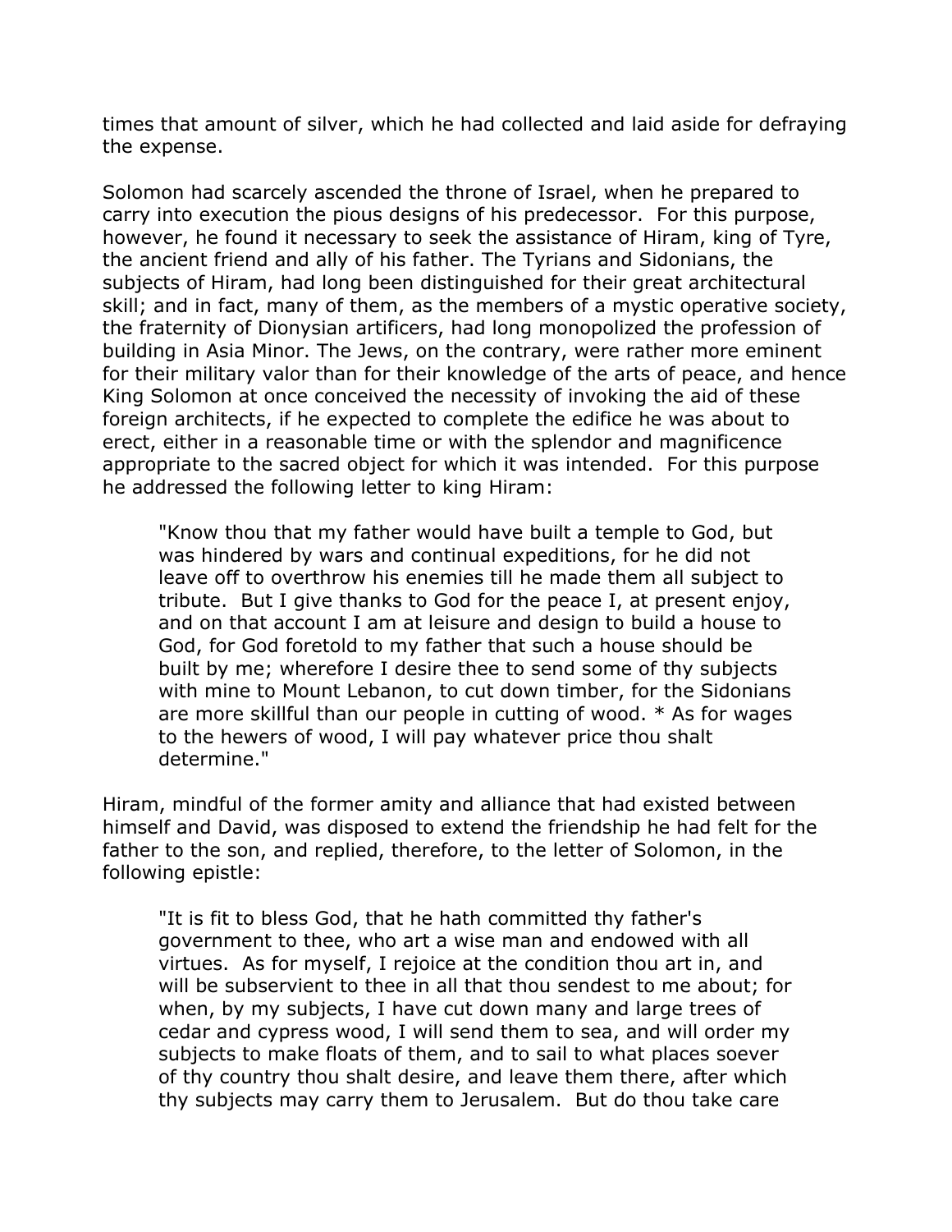times that amount of silver, which he had collected and laid aside for defraying the expense.

Solomon had scarcely ascended the throne of Israel, when he prepared to carry into execution the pious designs of his predecessor. For this purpose, however, he found it necessary to seek the assistance of Hiram, king of Tyre, the ancient friend and ally of his father. The Tyrians and Sidonians, the subjects of Hiram, had long been distinguished for their great architectural skill; and in fact, many of them, as the members of a mystic operative society, the fraternity of Dionysian artificers, had long monopolized the profession of building in Asia Minor. The Jews, on the contrary, were rather more eminent for their military valor than for their knowledge of the arts of peace, and hence King Solomon at once conceived the necessity of invoking the aid of these foreign architects, if he expected to complete the edifice he was about to erect, either in a reasonable time or with the splendor and magnificence appropriate to the sacred object for which it was intended. For this purpose he addressed the following letter to king Hiram:

> "Know thou that my father would have built a temple to God, but was hindered by wars and continual expeditions, for he did not leave off to overthrow his enemies till he made them all subject to tribute. But I give thanks to God for the peace I, at present enjoy, and on that account I am at leisure and design to build a house to God, for God foretold to my father that such a house should be built by me; wherefore I desire thee to send some of thy subjects with mine to Mount Lebanon, to cut down timber, for the Sidonians are more skillful than our people in cutting of wood. * As for wages to the hewers of wood, I will pay whatever price thou shalt determine."

Hiram, mindful of the former amity and alliance that had existed between himself and David, was disposed to extend the friendship he had felt for the father to the son, and replied, therefore, to the letter of Solomon, in the following epistle:

> "It is fit to bless God, that he hath committed thy father's government to thee, who art a wise man and endowed with all virtues. As for myself, I rejoice at the condition thou art in, and will be subservient to thee in all that thou sendest to me about; for when, by my subjects, I have cut down many and large trees of cedar and cypress wood, I will send them to sea, and will order my subjects to make floats of them, and to sail to what places soever of thy country thou shalt desire, and leave them there, after which thy subjects may carry them to Jerusalem. But do thou take care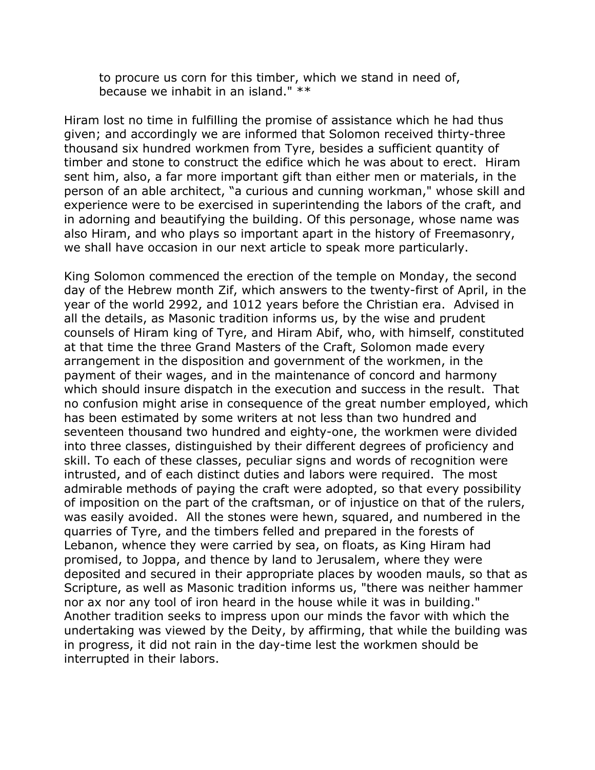> to procure us corn for this timber, which we stand in need of, because we inhabit in an island." **

Hiram lost no time in fulfilling the promise of assistance which he had thus given; and accordingly we are informed that Solomon received thirty-three thousand six hundred workmen from Tyre, besides a sufficient quantity of timber and stone to construct the edifice which he was about to erect. Hiram sent him, also, a far more important gift than either men or materials, in the person of an able architect, "a curious and cunning workman," whose skill and experience were to be exercised in superintending the labors of the craft, and in adorning and beautifying the building. Of this personage, whose name was also Hiram, and who plays so important apart in the history of Freemasonry, we shall have occasion in our next article to speak more particularly.

King Solomon commenced the erection of the temple on Monday, the second day of the Hebrew month Zif, which answers to the twenty-first of April, in the year of the world 2992, and 1012 years before the Christian era. Advised in all the details, as Masonic tradition informs us, by the wise and prudent counsels of Hiram king of Tyre, and Hiram Abif, who, with himself, constituted at that time the three Grand Masters of the Craft, Solomon made every arrangement in the disposition and government of the workmen, in the payment of their wages, and in the maintenance of concord and harmony which should insure dispatch in the execution and success in the result. That no confusion might arise in consequence of the great number employed, which has been estimated by some writers at not less than two hundred and seventeen thousand two hundred and eighty-one, the workmen were divided into three classes, distinguished by their different degrees of proficiency and skill. To each of these classes, peculiar signs and words of recognition were intrusted, and of each distinct duties and labors were required. The most admirable methods of paying the craft were adopted, so that every possibility of imposition on the part of the craftsman, or of injustice on that of the rulers, was easily avoided. All the stones were hewn, squared, and numbered in the quarries of Tyre, and the timbers felled and prepared in the forests of Lebanon, whence they were carried by sea, on floats, as King Hiram had promised, to Joppa, and thence by land to Jerusalem, where they were deposited and secured in their appropriate places by wooden mauls, so that as Scripture, as well as Masonic tradition informs us, "there was neither hammer nor ax nor any tool of iron heard in the house while it was in building." Another tradition seeks to impress upon our minds the favor with which the undertaking was viewed by the Deity, by affirming, that while the building was in progress, it did not rain in the day-time lest the workmen should be interrupted in their labors.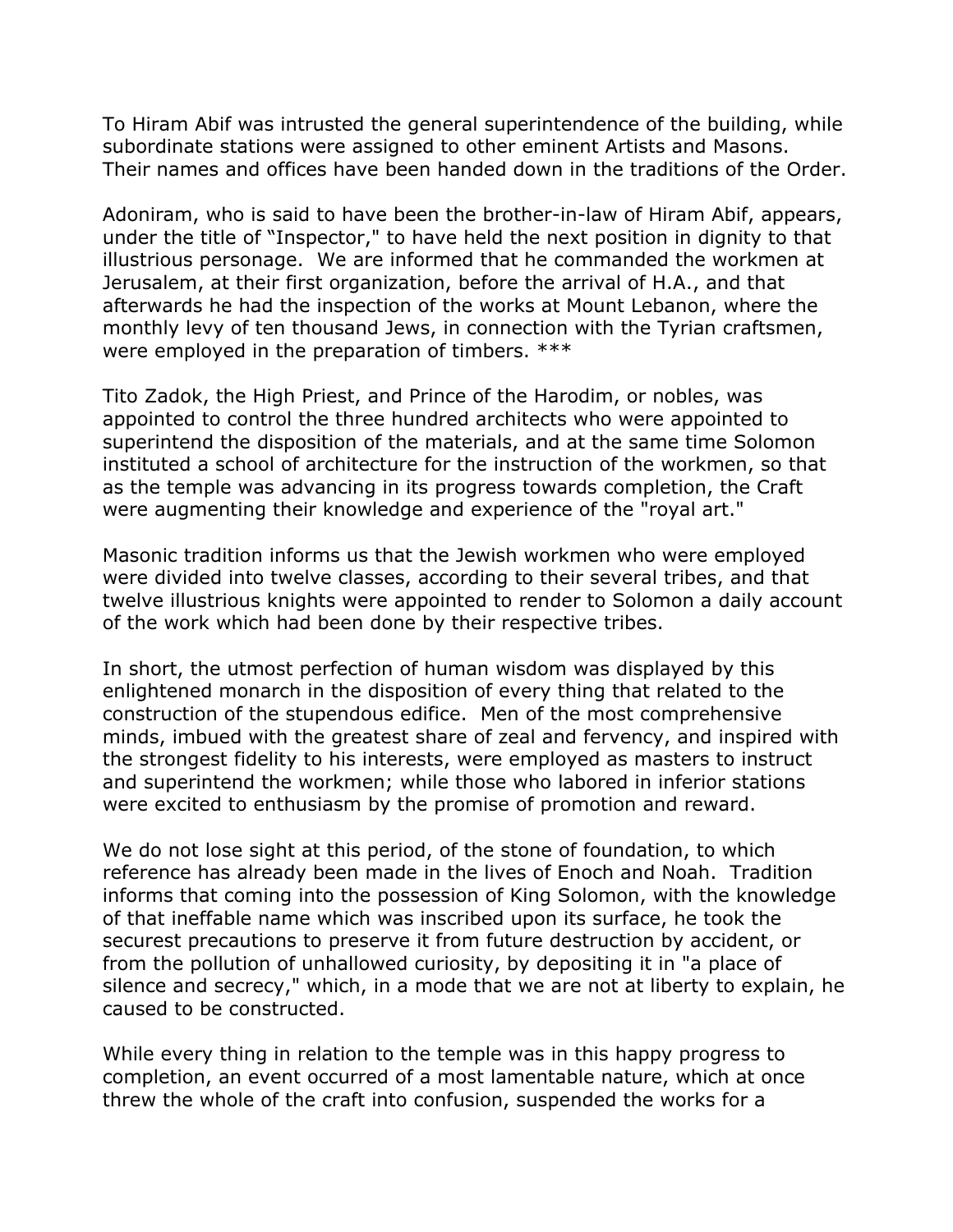To Hiram Abif was intrusted the general superintendence of the building, while subordinate stations were assigned to other eminent Artists and Masons. Their names and offices have been handed down in the traditions of the Order.

Adoniram, who is said to have been the brother-in-law of Hiram Abif, appears, under the title of "Inspector," to have held the next position in dignity to that illustrious personage. We are informed that he commanded the workmen at Jerusalem, at their first organization, before the arrival of H.A., and that afterwards he had the inspection of the works at Mount Lebanon, where the monthly levy of ten thousand Jews, in connection with the Tyrian craftsmen, were employed in the preparation of timbers. ***

Tito Zadok, the High Priest, and Prince of the Harodim, or nobles, was appointed to control the three hundred architects who were appointed to superintend the disposition of the materials, and at the same time Solomon instituted a school of architecture for the instruction of the workmen, so that as the temple was advancing in its progress towards completion, the Craft were augmenting their knowledge and experience of the "royal art."

Masonic tradition informs us that the Jewish workmen who were employed were divided into twelve classes, according to their several tribes, and that twelve illustrious knights were appointed to render to Solomon a daily account of the work which had been done by their respective tribes.

In short, the utmost perfection of human wisdom was displayed by this enlightened monarch in the disposition of every thing that related to the construction of the stupendous edifice. Men of the most comprehensive minds, imbued with the greatest share of zeal and fervency, and inspired with the strongest fidelity to his interests, were employed as masters to instruct and superintend the workmen; while those who labored in inferior stations were excited to enthusiasm by the promise of promotion and reward.

We do not lose sight at this period, of the stone of foundation, to which reference has already been made in the lives of Enoch and Noah. Tradition informs that coming into the possession of King Solomon, with the knowledge of that ineffable name which was inscribed upon its surface, he took the securest precautions to preserve it from future destruction by accident, or from the pollution of unhallowed curiosity, by depositing it in "a place of silence and secrecy," which, in a mode that we are not at liberty to explain, he caused to be constructed.

While every thing in relation to the temple was in this happy progress to completion, an event occurred of a most lamentable nature, which at once threw the whole of the craft into confusion, suspended the works for a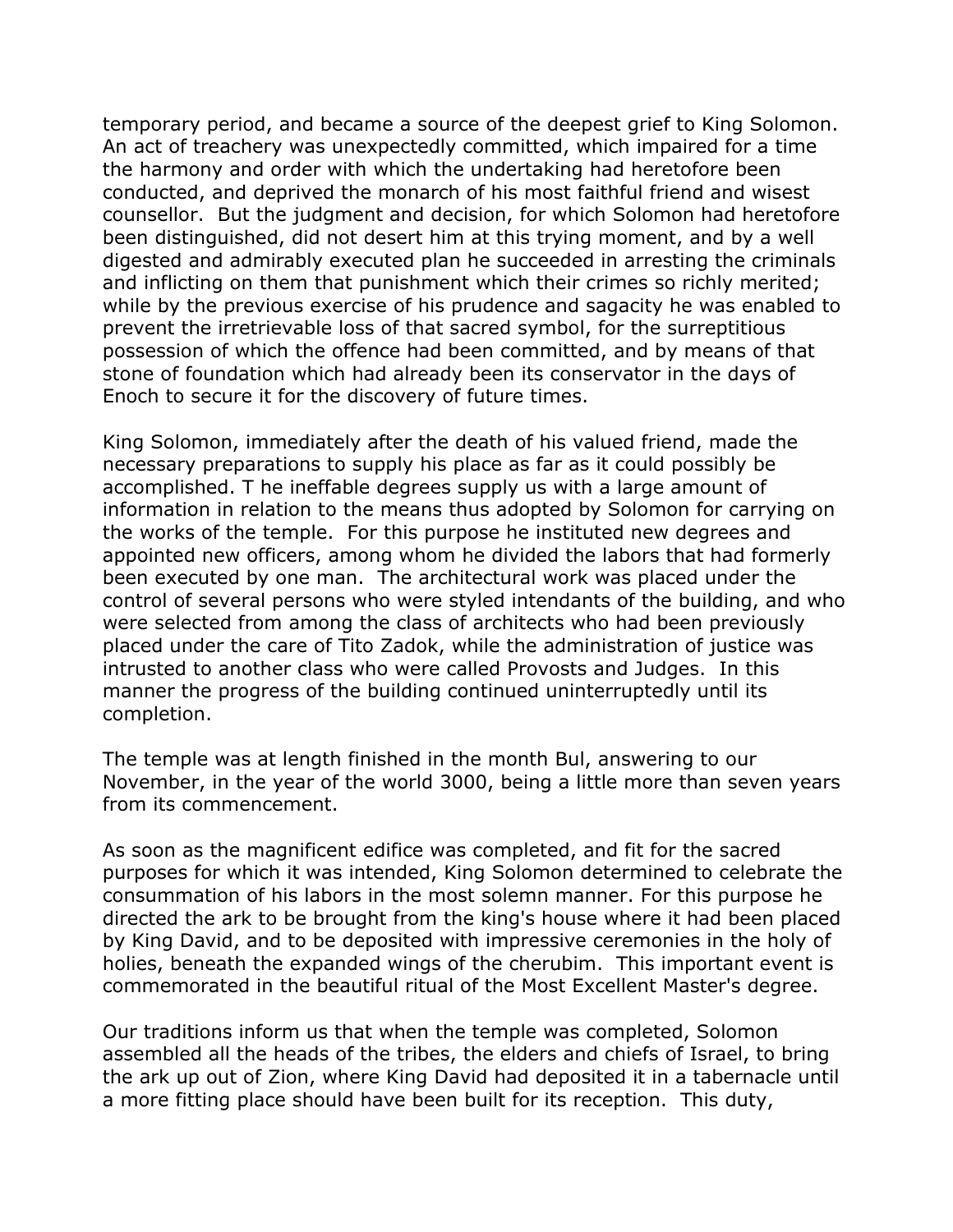temporary period, and became a source of the deepest grief to King Solomon. An act of treachery was unexpectedly committed, which impaired for a time the harmony and order with which the undertaking had heretofore been conducted, and deprived the monarch of his most faithful friend and wisest counsellor. But the judgment and decision, for which Solomon had heretofore been distinguished, did not desert him at this trying moment, and by a well digested and admirably executed plan he succeeded in arresting the criminals and inflicting on them that punishment which their crimes so richly merited; while by the previous exercise of his prudence and sagacity he was enabled to prevent the irretrievable loss of that sacred symbol, for the surreptitious possession of which the offence had been committed, and by means of that stone of foundation which had already been its conservator in the days of Enoch to secure it for the discovery of future times.

King Solomon, immediately after the death of his valued friend, made the necessary preparations to supply his place as far as it could possibly be accomplished. T he ineffable degrees supply us with a large amount of information in relation to the means thus adopted by Solomon for carrying on the works of the temple. For this purpose he instituted new degrees and appointed new officers, among whom he divided the labors that had formerly been executed by one man. The architectural work was placed under the control of several persons who were styled intendants of the building, and who were selected from among the class of architects who had been previously placed under the care of Tito Zadok, while the administration of justice was intrusted to another class who were called Provosts and Judges. In this manner the progress of the building continued uninterruptedly until its completion.

The temple was at length finished in the month Bul, answering to our November, in the year of the world 3000, being a little more than seven years from its commencement.

As soon as the magnificent edifice was completed, and fit for the sacred purposes for which it was intended, King Solomon determined to celebrate the consummation of his labors in the most solemn manner. For this purpose he directed the ark to be brought from the king's house where it had been placed by King David, and to be deposited with impressive ceremonies in the holy of holies, beneath the expanded wings of the cherubim. This important event is commemorated in the beautiful ritual of the Most Excellent Master's degree.

Our traditions inform us that when the temple was completed, Solomon assembled all the heads of the tribes, the elders and chiefs of Israel, to bring the ark up out of Zion, where King David had deposited it in a tabernacle until a more fitting place should have been built for its reception. This duty,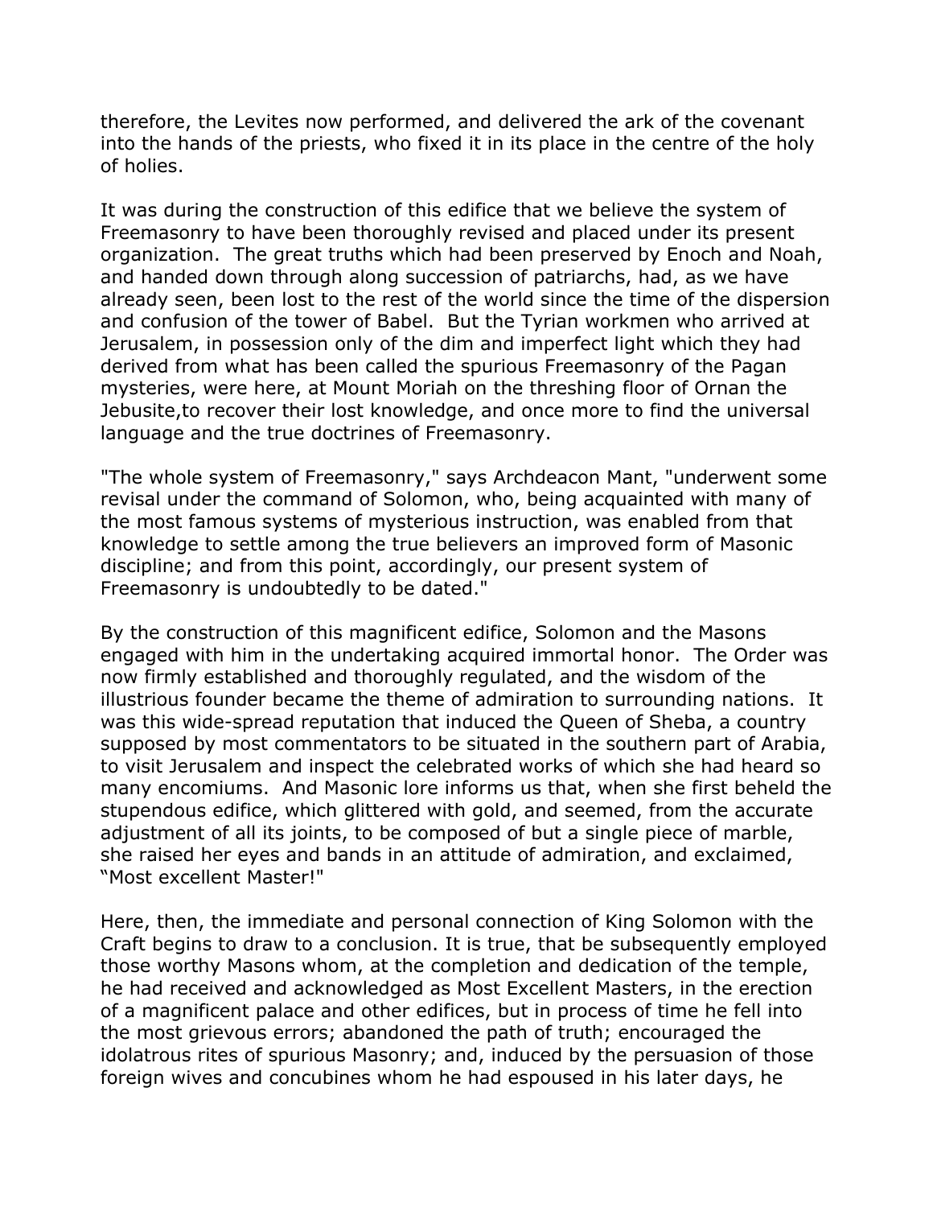therefore, the Levites now performed, and delivered the ark of the covenant into the hands of the priests, who fixed it in its place in the centre of the holy of holies.

It was during the construction of this edifice that we believe the system of Freemasonry to have been thoroughly revised and placed under its present organization. The great truths which had been preserved by Enoch and Noah, and handed down through along succession of patriarchs, had, as we have already seen, been lost to the rest of the world since the time of the dispersion and confusion of the tower of Babel. But the Tyrian workmen who arrived at Jerusalem, in possession only of the dim and imperfect light which they had derived from what has been called the spurious Freemasonry of the Pagan mysteries, were here, at Mount Moriah on the threshing floor of Ornan the Jebusite,to recover their lost knowledge, and once more to find the universal language and the true doctrines of Freemasonry.

"The whole system of Freemasonry," says Archdeacon Mant, "underwent some revisal under the command of Solomon, who, being acquainted with many of the most famous systems of mysterious instruction, was enabled from that knowledge to settle among the true believers an improved form of Masonic discipline; and from this point, accordingly, our present system of Freemasonry is undoubtedly to be dated."

By the construction of this magnificent edifice, Solomon and the Masons engaged with him in the undertaking acquired immortal honor. The Order was now firmly established and thoroughly regulated, and the wisdom of the illustrious founder became the theme of admiration to surrounding nations. It was this wide-spread reputation that induced the Queen of Sheba, a country supposed by most commentators to be situated in the southern part of Arabia, to visit Jerusalem and inspect the celebrated works of which she had heard so many encomiums. And Masonic lore informs us that, when she first beheld the stupendous edifice, which glittered with gold, and seemed, from the accurate adjustment of all its joints, to be composed of but a single piece of marble, she raised her eyes and bands in an attitude of admiration, and exclaimed, "Most excellent Master!"

Here, then, the immediate and personal connection of King Solomon with the Craft begins to draw to a conclusion. It is true, that be subsequently employed those worthy Masons whom, at the completion and dedication of the temple, he had received and acknowledged as Most Excellent Masters, in the erection of a magnificent palace and other edifices, but in process of time he fell into the most grievous errors; abandoned the path of truth; encouraged the idolatrous rites of spurious Masonry; and, induced by the persuasion of those foreign wives and concubines whom he had espoused in his later days, he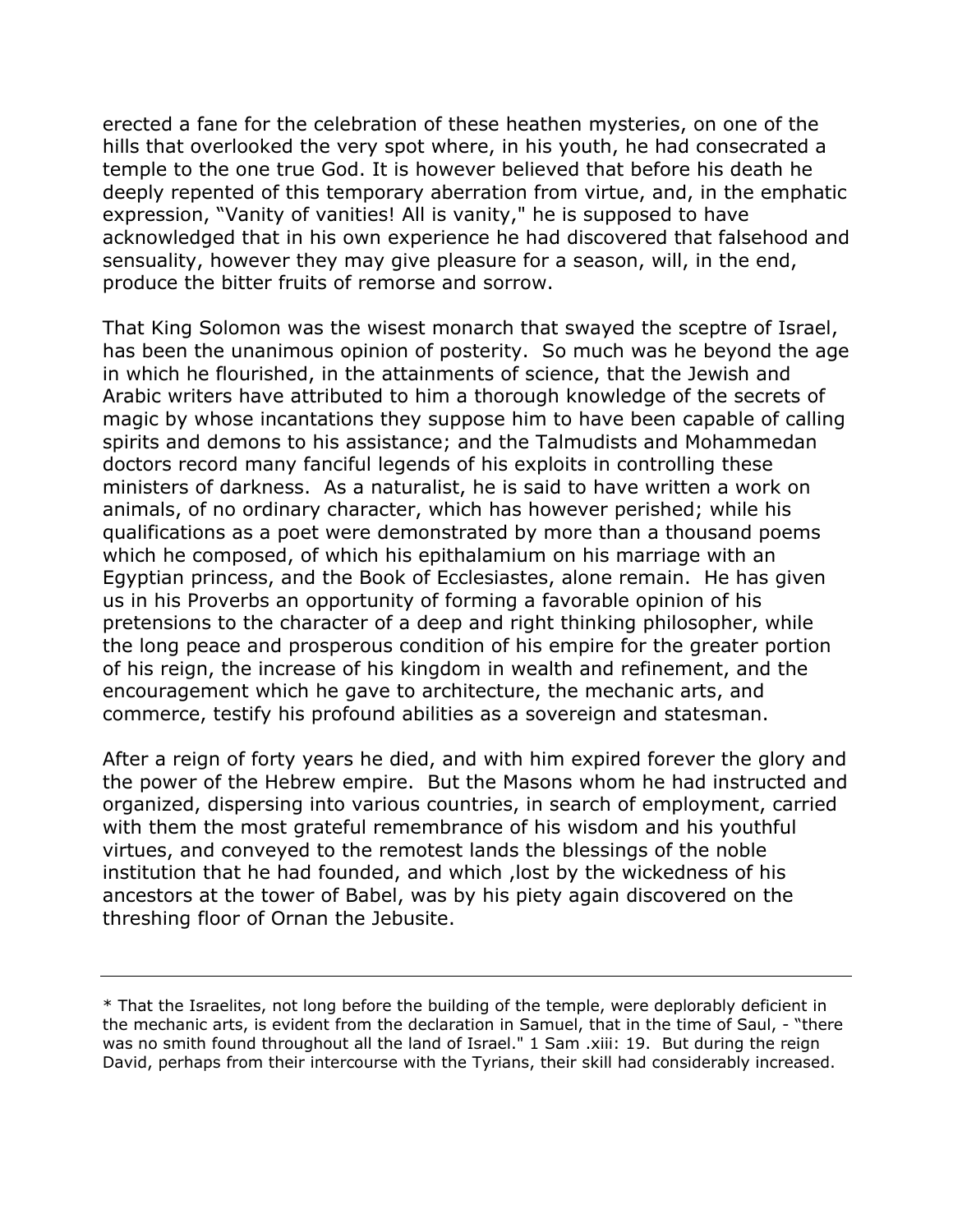erected a fane for the celebration of these heathen mysteries, on one of the hills that overlooked the very spot where, in his youth, he had consecrated a temple to the one true God. It is however believed that before his death he deeply repented of this temporary aberration from virtue, and, in the emphatic expression, "Vanity of vanities! All is vanity," he is supposed to have acknowledged that in his own experience he had discovered that falsehood and sensuality, however they may give pleasure for a season, will, in the end, produce the bitter fruits of remorse and sorrow.

That King Solomon was the wisest monarch that swayed the sceptre of Israel, has been the unanimous opinion of posterity. So much was he beyond the age in which he flourished, in the attainments of science, that the Jewish and Arabic writers have attributed to him a thorough knowledge of the secrets of magic by whose incantations they suppose him to have been capable of calling spirits and demons to his assistance; and the Talmudists and Mohammedan doctors record many fanciful legends of his exploits in controlling these ministers of darkness. As a naturalist, he is said to have written a work on animals, of no ordinary character, which has however perished; while his qualifications as a poet were demonstrated by more than a thousand poems which he composed, of which his epithalamium on his marriage with an Egyptian princess, and the Book of Ecclesiastes, alone remain. He has given us in his Proverbs an opportunity of forming a favorable opinion of his pretensions to the character of a deep and right thinking philosopher, while the long peace and prosperous condition of his empire for the greater portion of his reign, the increase of his kingdom in wealth and refinement, and the encouragement which he gave to architecture, the mechanic arts, and commerce, testify his profound abilities as a sovereign and statesman.

After a reign of forty years he died, and with him expired forever the glory and the power of the Hebrew empire. But the Masons whom he had instructed and organized, dispersing into various countries, in search of employment, carried with them the most grateful remembrance of his wisdom and his youthful virtues, and conveyed to the remotest lands the blessings of the noble institution that he had founded, and which ,lost by the wickedness of his ancestors at the tower of Babel, was by his piety again discovered on the threshing floor of Ornan the Jebusite.

---

* That the Israelites, not long before the building of the temple, were deplorably deficient in the mechanic arts, is evident from the declaration in Samuel, that in the time of Saul, - "there was no smith found throughout all the land of Israel." 1 Sam .xiii: 19. But during the reign David, perhaps from their intercourse with the Tyrians, their skill had considerably increased.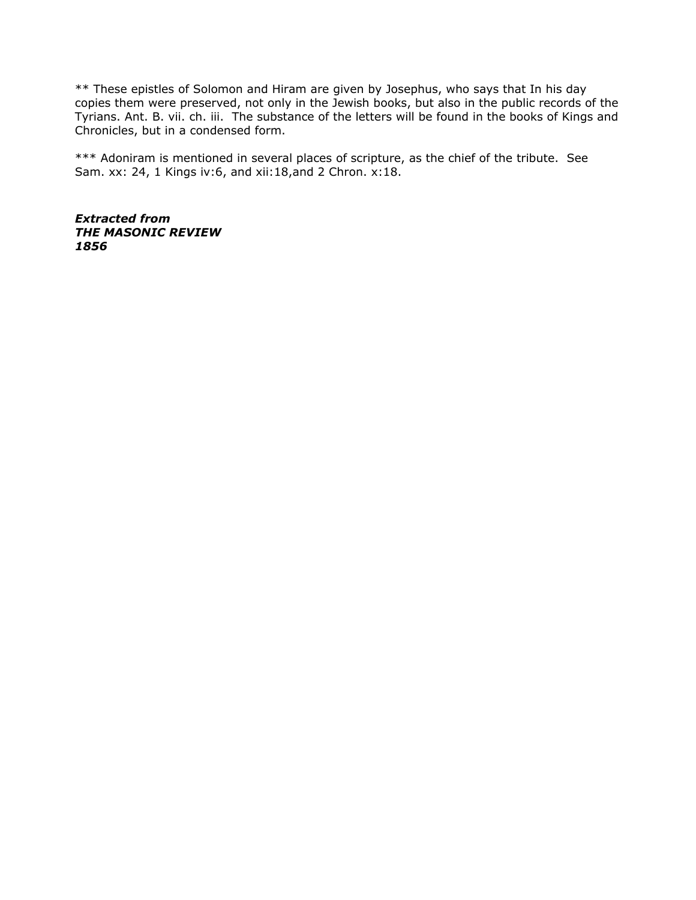** These epistles of Solomon and Hiram are given by Josephus, who says that In his day copies them were preserved, not only in the Jewish books, but also in the public records of the Tyrians. Ant. B. vii. ch. iii. The substance of the letters will be found in the books of Kings and Chronicles, but in a condensed form.

*** Adoniram is mentioned in several places of scripture, as the chief of the tribute. See Sam. xx: 24, 1 Kings iv:6, and xii:18,and 2 Chron. x:18.

***Extracted from***
***THE MASONIC REVIEW***
***1856***